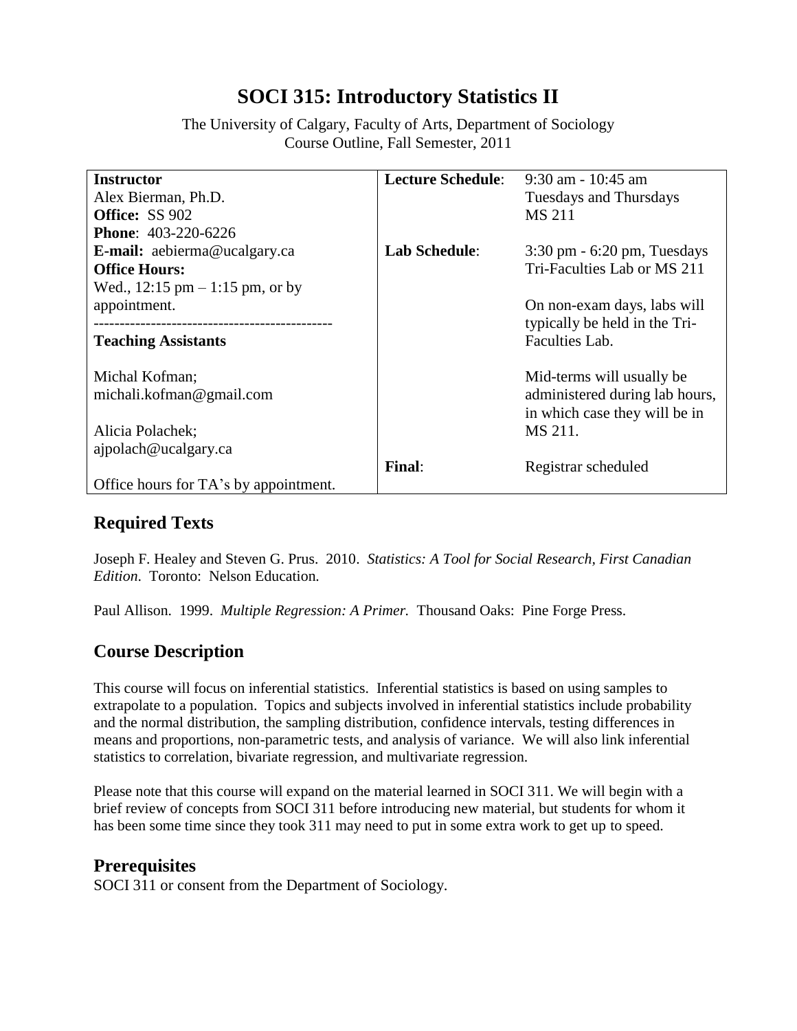# SOCI 315: Introductory Statistics II

The University of Calgary, Faculty of Arts, Department of Sociology
Course Outline, Fall Semester, 2011

| **Instructor**<br>Alex Bierman, Ph.D.<br>**Office:** SS 902<br>**Phone**: 403-220-6226<br>**E-mail:** aebierma@ucalgary.ca<br>**Office Hours:**<br>Wed., 12:15 pm – 1:15 pm, or by appointment. | **Lecture Schedule**: | 9:30 am - 10:45 am<br>Tuesdays and Thursdays<br>MS 211 |
|---|---|---|
| | **Lab Schedule**: | 3:30 pm - 6:20 pm, Tuesdays<br>Tri-Faculties Lab or MS 211<br><br>On non-exam days, labs will typically be held in the Tri-Faculties Lab.<br><br>Mid-terms will usually be administered during lab hours, in which case they will be in MS 211. |
| **Teaching Assistants**<br><br>Michal Kofman;<br>michali.kofman@gmail.com<br><br>Alicia Polachek;<br>ajpolach@ucalgary.ca<br><br>Office hours for TA's by appointment. | **Final**: | Registrar scheduled |

## Required Texts

Joseph F. Healey and Steven G. Prus. 2010. *Statistics: A Tool for Social Research, First Canadian Edition*. Toronto: Nelson Education.

Paul Allison. 1999. *Multiple Regression: A Primer.* Thousand Oaks: Pine Forge Press.

## Course Description

This course will focus on inferential statistics. Inferential statistics is based on using samples to extrapolate to a population. Topics and subjects involved in inferential statistics include probability and the normal distribution, the sampling distribution, confidence intervals, testing differences in means and proportions, non-parametric tests, and analysis of variance. We will also link inferential statistics to correlation, bivariate regression, and multivariate regression.

Please note that this course will expand on the material learned in SOCI 311. We will begin with a brief review of concepts from SOCI 311 before introducing new material, but students for whom it has been some time since they took 311 may need to put in some extra work to get up to speed.

## Prerequisites

SOCI 311 or consent from the Department of Sociology.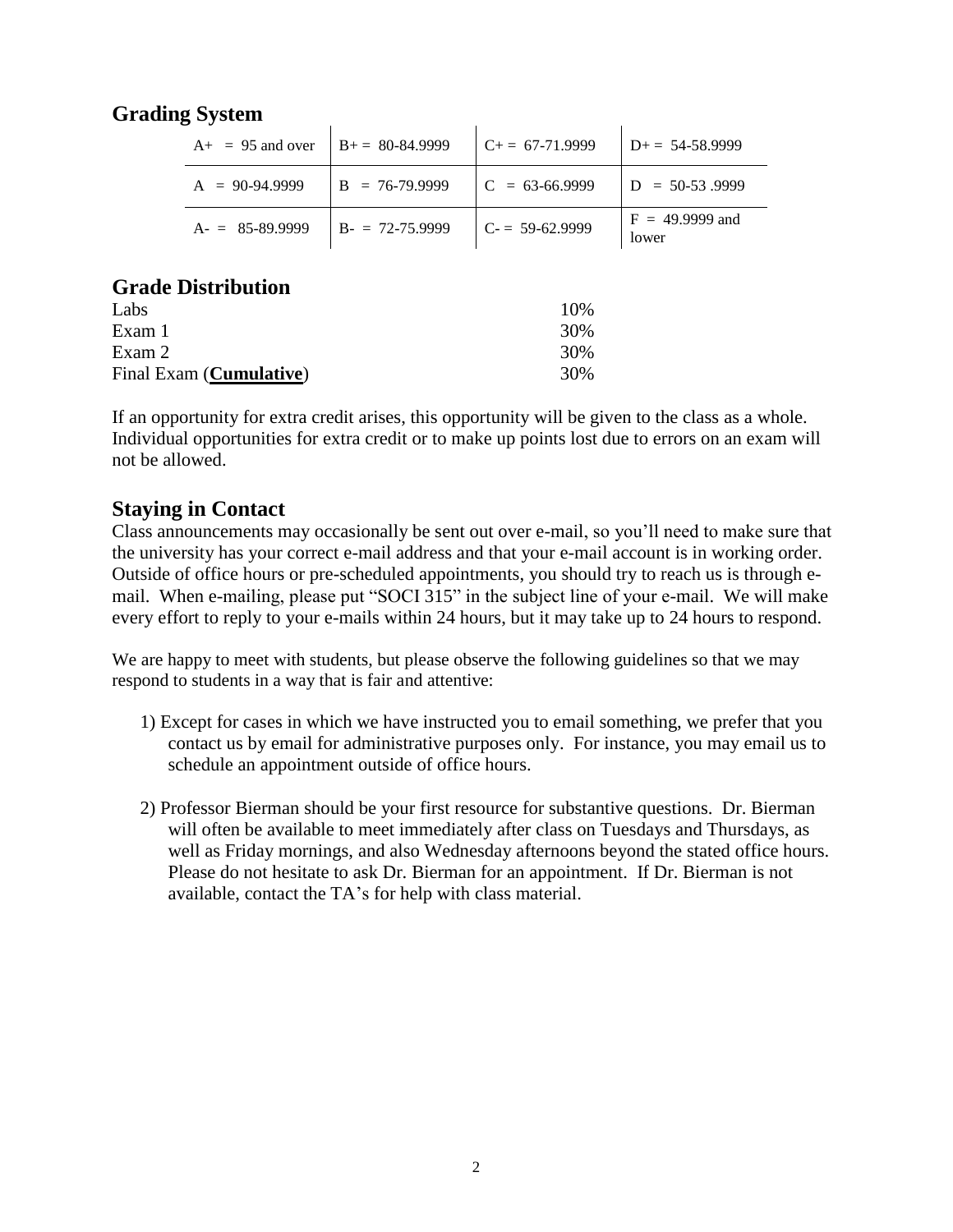## Grading System

| | | | |
|---|---|---|---|
| A+ = 95 and over | B+ = 80-84.9999 | C+ = 67-71.9999 | D+ = 54-58.9999 |
| A = 90-94.9999 | B = 76-79.9999 | C = 63-66.9999 | D = 50-53 .9999 |
| A- = 85-89.9999 | B- = 72-75.9999 | C- = 59-62.9999 | F = 49.9999 and lower |

## Grade Distribution

| | |
|---|---|
| Labs | 10% |
| Exam 1 | 30% |
| Exam 2 | 30% |
| Final Exam (**<u>Cumulative</u>**) | 30% |

If an opportunity for extra credit arises, this opportunity will be given to the class as a whole. Individual opportunities for extra credit or to make up points lost due to errors on an exam will not be allowed.

## Staying in Contact

Class announcements may occasionally be sent out over e-mail, so you'll need to make sure that the university has your correct e-mail address and that your e-mail account is in working order. Outside of office hours or pre-scheduled appointments, you should try to reach us is through e-mail. When e-mailing, please put "SOCI 315" in the subject line of your e-mail. We will make every effort to reply to your e-mails within 24 hours, but it may take up to 24 hours to respond.

We are happy to meet with students, but please observe the following guidelines so that we may respond to students in a way that is fair and attentive:

1) Except for cases in which we have instructed you to email something, we prefer that you contact us by email for administrative purposes only. For instance, you may email us to schedule an appointment outside of office hours.

2) Professor Bierman should be your first resource for substantive questions. Dr. Bierman will often be available to meet immediately after class on Tuesdays and Thursdays, as well as Friday mornings, and also Wednesday afternoons beyond the stated office hours. Please do not hesitate to ask Dr. Bierman for an appointment. If Dr. Bierman is not available, contact the TA's for help with class material.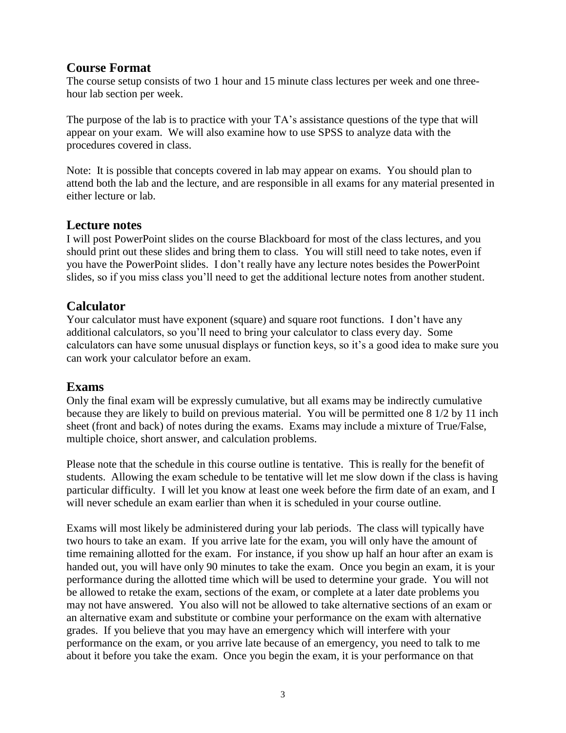## Course Format

The course setup consists of two 1 hour and 15 minute class lectures per week and one three-hour lab section per week.

The purpose of the lab is to practice with your TA's assistance questions of the type that will appear on your exam. We will also examine how to use SPSS to analyze data with the procedures covered in class.

Note: It is possible that concepts covered in lab may appear on exams. You should plan to attend both the lab and the lecture, and are responsible in all exams for any material presented in either lecture or lab.

## Lecture notes

I will post PowerPoint slides on the course Blackboard for most of the class lectures, and you should print out these slides and bring them to class. You will still need to take notes, even if you have the PowerPoint slides. I don't really have any lecture notes besides the PowerPoint slides, so if you miss class you'll need to get the additional lecture notes from another student.

## Calculator

Your calculator must have exponent (square) and square root functions. I don't have any additional calculators, so you'll need to bring your calculator to class every day. Some calculators can have some unusual displays or function keys, so it's a good idea to make sure you can work your calculator before an exam.

## Exams

Only the final exam will be expressly cumulative, but all exams may be indirectly cumulative because they are likely to build on previous material. You will be permitted one 8 1/2 by 11 inch sheet (front and back) of notes during the exams. Exams may include a mixture of True/False, multiple choice, short answer, and calculation problems.

Please note that the schedule in this course outline is tentative. This is really for the benefit of students. Allowing the exam schedule to be tentative will let me slow down if the class is having particular difficulty. I will let you know at least one week before the firm date of an exam, and I will never schedule an exam earlier than when it is scheduled in your course outline.

Exams will most likely be administered during your lab periods. The class will typically have two hours to take an exam. If you arrive late for the exam, you will only have the amount of time remaining allotted for the exam. For instance, if you show up half an hour after an exam is handed out, you will have only 90 minutes to take the exam. Once you begin an exam, it is your performance during the allotted time which will be used to determine your grade. You will not be allowed to retake the exam, sections of the exam, or complete at a later date problems you may not have answered. You also will not be allowed to take alternative sections of an exam or an alternative exam and substitute or combine your performance on the exam with alternative grades. If you believe that you may have an emergency which will interfere with your performance on the exam, or you arrive late because of an emergency, you need to talk to me about it before you take the exam. Once you begin the exam, it is your performance on that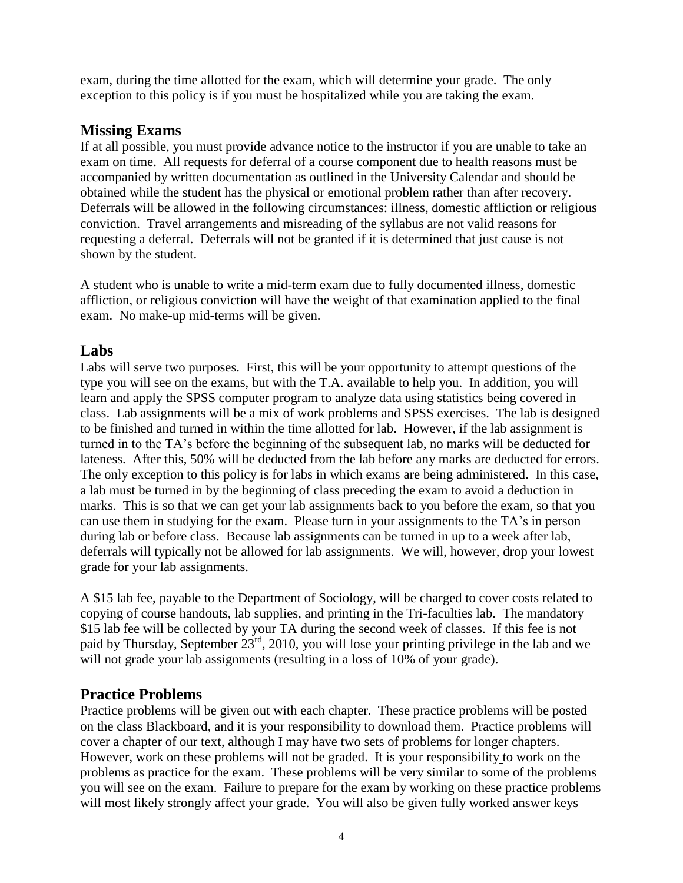exam, during the time allotted for the exam, which will determine your grade. The only exception to this policy is if you must be hospitalized while you are taking the exam.

## Missing Exams

If at all possible, you must provide advance notice to the instructor if you are unable to take an exam on time. All requests for deferral of a course component due to health reasons must be accompanied by written documentation as outlined in the University Calendar and should be obtained while the student has the physical or emotional problem rather than after recovery. Deferrals will be allowed in the following circumstances: illness, domestic affliction or religious conviction. Travel arrangements and misreading of the syllabus are not valid reasons for requesting a deferral. Deferrals will not be granted if it is determined that just cause is not shown by the student.

A student who is unable to write a mid-term exam due to fully documented illness, domestic affliction, or religious conviction will have the weight of that examination applied to the final exam. No make-up mid-terms will be given.

## Labs

Labs will serve two purposes. First, this will be your opportunity to attempt questions of the type you will see on the exams, but with the T.A. available to help you. In addition, you will learn and apply the SPSS computer program to analyze data using statistics being covered in class. Lab assignments will be a mix of work problems and SPSS exercises. The lab is designed to be finished and turned in within the time allotted for lab. However, if the lab assignment is turned in to the TA's before the beginning of the subsequent lab, no marks will be deducted for lateness. After this, 50% will be deducted from the lab before any marks are deducted for errors. The only exception to this policy is for labs in which exams are being administered. In this case, a lab must be turned in by the beginning of class preceding the exam to avoid a deduction in marks. This is so that we can get your lab assignments back to you before the exam, so that you can use them in studying for the exam. Please turn in your assignments to the TA's in person during lab or before class. Because lab assignments can be turned in up to a week after lab, deferrals will typically not be allowed for lab assignments. We will, however, drop your lowest grade for your lab assignments.

A $15 lab fee, payable to the Department of Sociology, will be charged to cover costs related to copying of course handouts, lab supplies, and printing in the Tri-faculties lab. The mandatory $15 lab fee will be collected by your TA during the second week of classes. If this fee is not paid by Thursday, September 23rd, 2010, you will lose your printing privilege in the lab and we will not grade your lab assignments (resulting in a loss of 10% of your grade).

## Practice Problems

Practice problems will be given out with each chapter. These practice problems will be posted on the class Blackboard, and it is your responsibility to download them. Practice problems will cover a chapter of our text, although I may have two sets of problems for longer chapters. However, work on these problems will not be graded. It is your responsibility to work on the problems as practice for the exam. These problems will be very similar to some of the problems you will see on the exam. Failure to prepare for the exam by working on these practice problems will most likely strongly affect your grade. You will also be given fully worked answer keys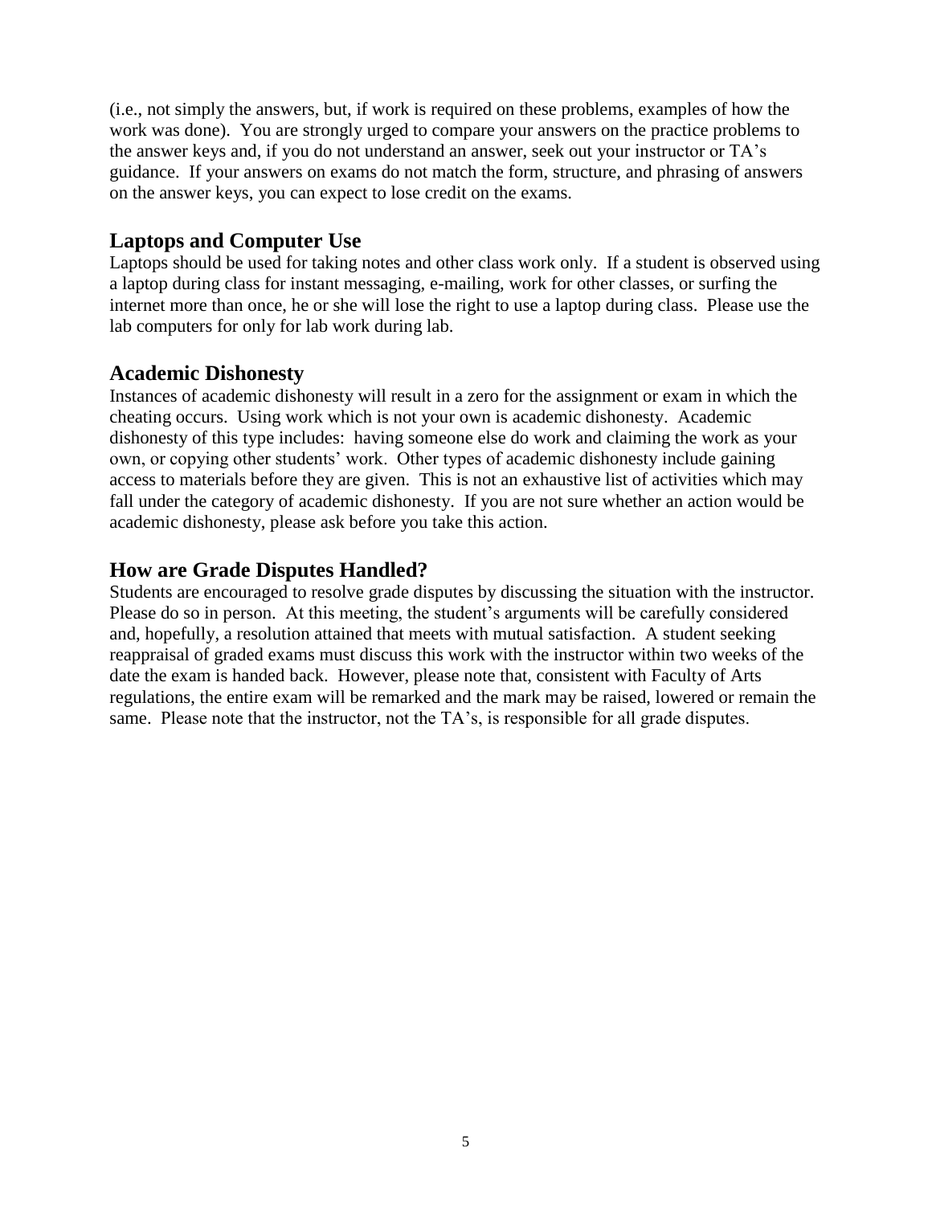(i.e., not simply the answers, but, if work is required on these problems, examples of how the work was done). You are strongly urged to compare your answers on the practice problems to the answer keys and, if you do not understand an answer, seek out your instructor or TA's guidance. If your answers on exams do not match the form, structure, and phrasing of answers on the answer keys, you can expect to lose credit on the exams.

## Laptops and Computer Use

Laptops should be used for taking notes and other class work only. If a student is observed using a laptop during class for instant messaging, e-mailing, work for other classes, or surfing the internet more than once, he or she will lose the right to use a laptop during class. Please use the lab computers for only for lab work during lab.

## Academic Dishonesty

Instances of academic dishonesty will result in a zero for the assignment or exam in which the cheating occurs. Using work which is not your own is academic dishonesty. Academic dishonesty of this type includes: having someone else do work and claiming the work as your own, or copying other students' work. Other types of academic dishonesty include gaining access to materials before they are given. This is not an exhaustive list of activities which may fall under the category of academic dishonesty. If you are not sure whether an action would be academic dishonesty, please ask before you take this action.

## How are Grade Disputes Handled?

Students are encouraged to resolve grade disputes by discussing the situation with the instructor. Please do so in person. At this meeting, the student's arguments will be carefully considered and, hopefully, a resolution attained that meets with mutual satisfaction. A student seeking reappraisal of graded exams must discuss this work with the instructor within two weeks of the date the exam is handed back. However, please note that, consistent with Faculty of Arts regulations, the entire exam will be remarked and the mark may be raised, lowered or remain the same. Please note that the instructor, not the TA's, is responsible for all grade disputes.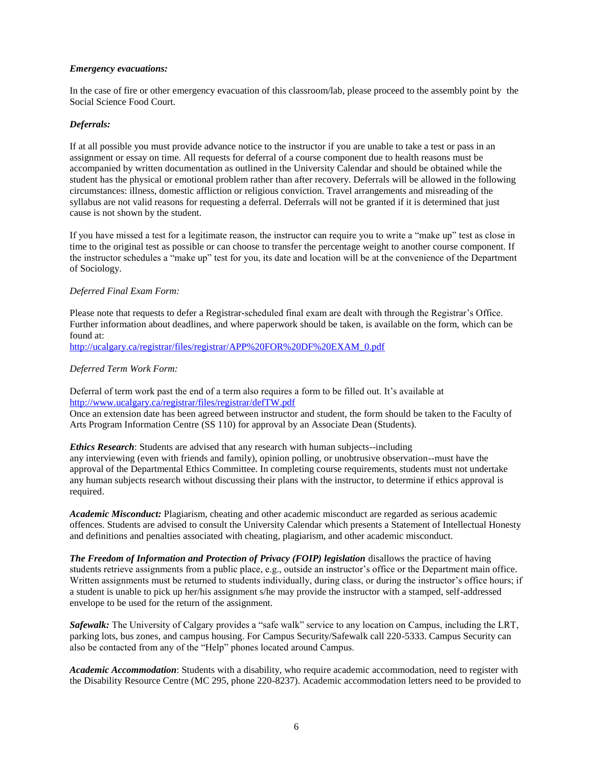***Emergency evacuations:***

In the case of fire or other emergency evacuation of this classroom/lab, please proceed to the assembly point by the Social Science Food Court.

***Deferrals:***

If at all possible you must provide advance notice to the instructor if you are unable to take a test or pass in an assignment or essay on time. All requests for deferral of a course component due to health reasons must be accompanied by written documentation as outlined in the University Calendar and should be obtained while the student has the physical or emotional problem rather than after recovery. Deferrals will be allowed in the following circumstances: illness, domestic affliction or religious conviction. Travel arrangements and misreading of the syllabus are not valid reasons for requesting a deferral. Deferrals will not be granted if it is determined that just cause is not shown by the student.

If you have missed a test for a legitimate reason, the instructor can require you to write a "make up" test as close in time to the original test as possible or can choose to transfer the percentage weight to another course component. If the instructor schedules a "make up" test for you, its date and location will be at the convenience of the Department of Sociology.

*Deferred Final Exam Form:*

Please note that requests to defer a Registrar-scheduled final exam are dealt with through the Registrar's Office. Further information about deadlines, and where paperwork should be taken, is available on the form, which can be found at:
http://ucalgary.ca/registrar/files/registrar/APP%20FOR%20DF%20EXAM_0.pdf

*Deferred Term Work Form:*

Deferral of term work past the end of a term also requires a form to be filled out. It's available at
http://www.ucalgary.ca/registrar/files/registrar/defTW.pdf
Once an extension date has been agreed between instructor and student, the form should be taken to the Faculty of Arts Program Information Centre (SS 110) for approval by an Associate Dean (Students).

***Ethics Research***: Students are advised that any research with human subjects--including any interviewing (even with friends and family), opinion polling, or unobtrusive observation--must have the approval of the Departmental Ethics Committee. In completing course requirements, students must not undertake any human subjects research without discussing their plans with the instructor, to determine if ethics approval is required.

***Academic Misconduct:*** Plagiarism, cheating and other academic misconduct are regarded as serious academic offences. Students are advised to consult the University Calendar which presents a Statement of Intellectual Honesty and definitions and penalties associated with cheating, plagiarism, and other academic misconduct.

***The Freedom of Information and Protection of Privacy (FOIP) legislation*** disallows the practice of having students retrieve assignments from a public place, e.g., outside an instructor's office or the Department main office. Written assignments must be returned to students individually, during class, or during the instructor's office hours; if a student is unable to pick up her/his assignment s/he may provide the instructor with a stamped, self-addressed envelope to be used for the return of the assignment.

***Safewalk:*** The University of Calgary provides a "safe walk" service to any location on Campus, including the LRT, parking lots, bus zones, and campus housing. For Campus Security/Safewalk call 220-5333. Campus Security can also be contacted from any of the "Help" phones located around Campus.

***Academic Accommodation***: Students with a disability, who require academic accommodation, need to register with the Disability Resource Centre (MC 295, phone 220-8237). Academic accommodation letters need to be provided to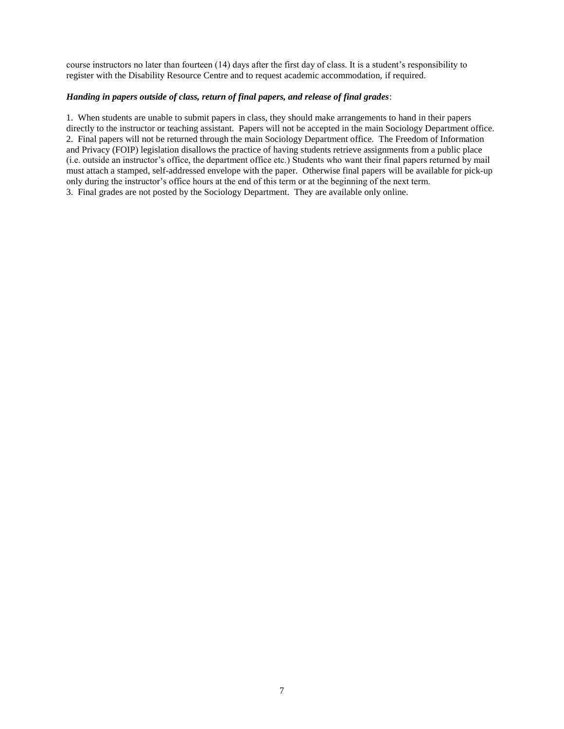course instructors no later than fourteen (14) days after the first day of class. It is a student's responsibility to register with the Disability Resource Centre and to request academic accommodation, if required.

***Handing in papers outside of class, return of final papers, and release of final grades***:

1. When students are unable to submit papers in class, they should make arrangements to hand in their papers directly to the instructor or teaching assistant. Papers will not be accepted in the main Sociology Department office.
2. Final papers will not be returned through the main Sociology Department office. The Freedom of Information and Privacy (FOIP) legislation disallows the practice of having students retrieve assignments from a public place (i.e. outside an instructor's office, the department office etc.) Students who want their final papers returned by mail must attach a stamped, self-addressed envelope with the paper. Otherwise final papers will be available for pick-up only during the instructor's office hours at the end of this term or at the beginning of the next term.
3. Final grades are not posted by the Sociology Department. They are available only online.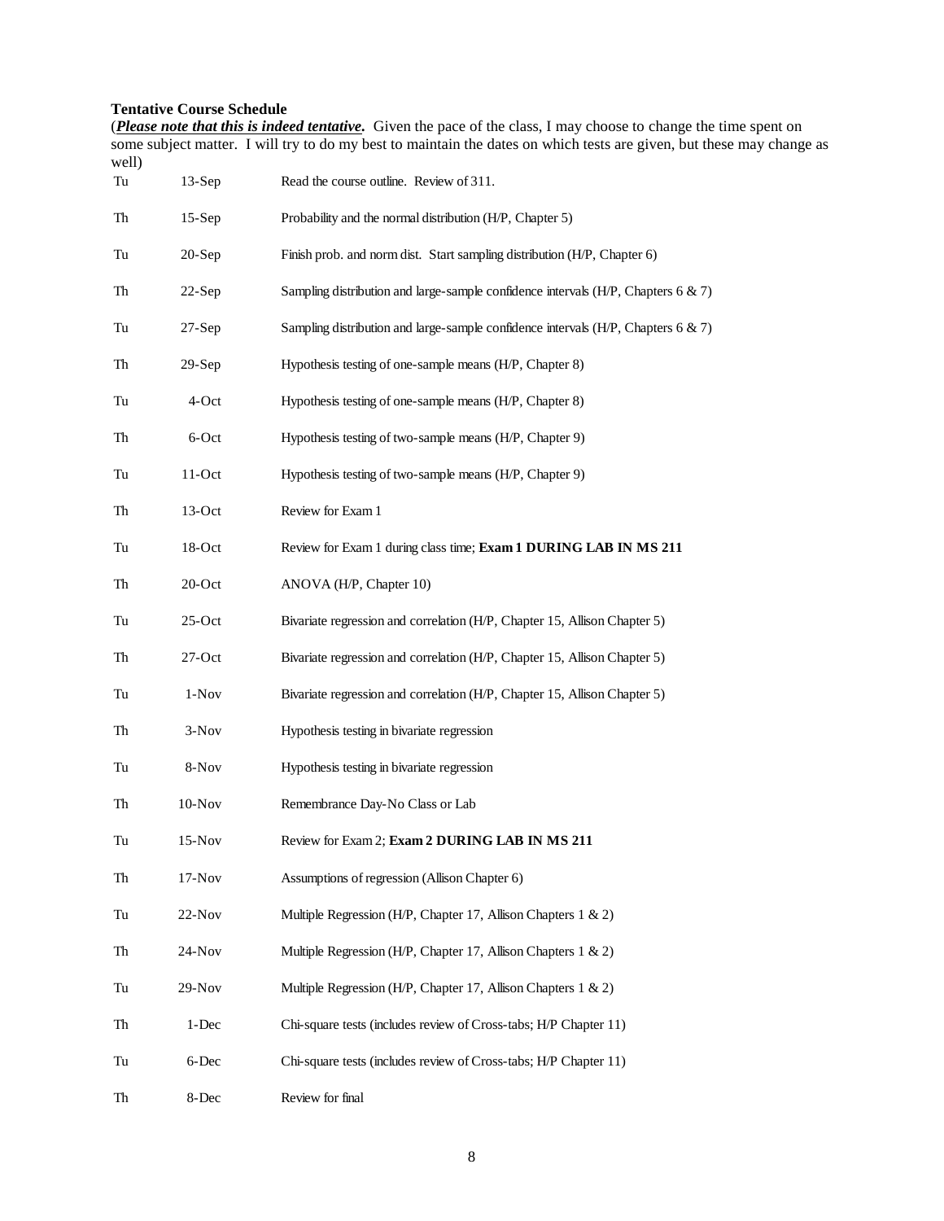**Tentative Course Schedule**

(***Please note that this is indeed tentative***. Given the pace of the class, I may choose to change the time spent on some subject matter. I will try to do my best to maintain the dates on which tests are given, but these may change as well)

| | | |
|---|---|---|
| Tu | 13-Sep | Read the course outline. Review of 311. |
| Th | 15-Sep | Probability and the normal distribution (H/P, Chapter 5) |
| Tu | 20-Sep | Finish prob. and norm dist. Start sampling distribution (H/P, Chapter 6) |
| Th | 22-Sep | Sampling distribution and large-sample confidence intervals (H/P, Chapters 6 & 7) |
| Tu | 27-Sep | Sampling distribution and large-sample confidence intervals (H/P, Chapters 6 & 7) |
| Th | 29-Sep | Hypothesis testing of one-sample means (H/P, Chapter 8) |
| Tu | 4-Oct | Hypothesis testing of one-sample means (H/P, Chapter 8) |
| Th | 6-Oct | Hypothesis testing of two-sample means (H/P, Chapter 9) |
| Tu | 11-Oct | Hypothesis testing of two-sample means (H/P, Chapter 9) |
| Th | 13-Oct | Review for Exam 1 |
| Tu | 18-Oct | Review for Exam 1 during class time; **Exam 1 DURING LAB IN MS 211** |
| Th | 20-Oct | ANOVA (H/P, Chapter 10) |
| Tu | 25-Oct | Bivariate regression and correlation (H/P, Chapter 15, Allison Chapter 5) |
| Th | 27-Oct | Bivariate regression and correlation (H/P, Chapter 15, Allison Chapter 5) |
| Tu | 1-Nov | Bivariate regression and correlation (H/P, Chapter 15, Allison Chapter 5) |
| Th | 3-Nov | Hypothesis testing in bivariate regression |
| Tu | 8-Nov | Hypothesis testing in bivariate regression |
| Th | 10-Nov | Remembrance Day-No Class or Lab |
| Tu | 15-Nov | Review for Exam 2; **Exam 2 DURING LAB IN MS 211** |
| Th | 17-Nov | Assumptions of regression (Allison Chapter 6) |
| Tu | 22-Nov | Multiple Regression (H/P, Chapter 17, Allison Chapters 1 & 2) |
| Th | 24-Nov | Multiple Regression (H/P, Chapter 17, Allison Chapters 1 & 2) |
| Tu | 29-Nov | Multiple Regression (H/P, Chapter 17, Allison Chapters 1 & 2) |
| Th | 1-Dec | Chi-square tests (includes review of Cross-tabs; H/P Chapter 11) |
| Tu | 6-Dec | Chi-square tests (includes review of Cross-tabs; H/P Chapter 11) |
| Th | 8-Dec | Review for final |